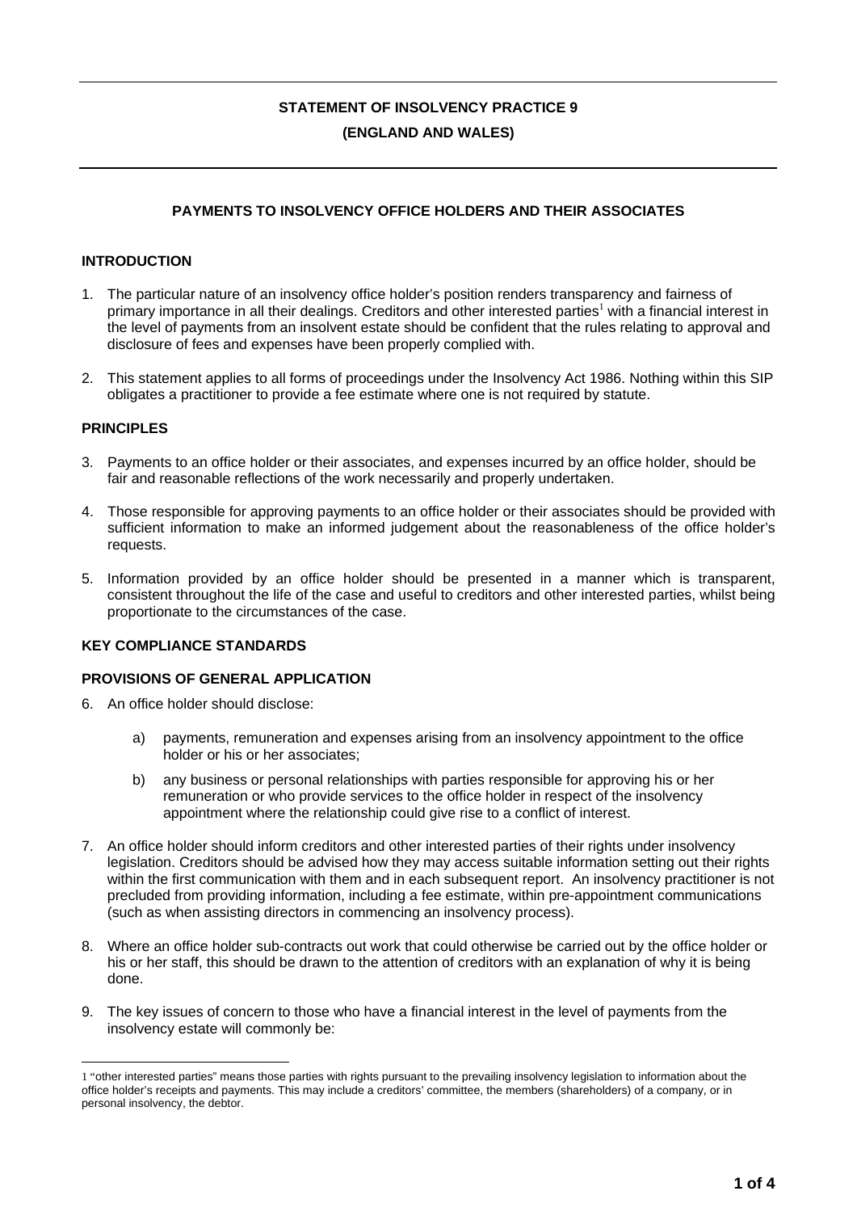# STATEMENT OF INSOLVENCY PRACTICE 9

# (ENGLAND AND WALES)

## PAYMENTS TO INSOLVENCY OFFICE HOLDERS AND THEIR ASSOCIATES

### INTRODUCTION

1. The particular nature of an insolvency office holder's position renders transparency and fairness of primary importance in all their dealings. Creditors and other interested parties[1] with a financial interest in the level of payments from an insolvent estate should be confident that the rules relating to approval and disclosure of fees and expenses have been properly complied with.

2. This statement applies to all forms of proceedings under the Insolvency Act 1986. Nothing within this SIP obligates a practitioner to provide a fee estimate where one is not required by statute.

### PRINCIPLES

3. Payments to an office holder or their associates, and expenses incurred by an office holder, should be fair and reasonable reflections of the work necessarily and properly undertaken.

4. Those responsible for approving payments to an office holder or their associates should be provided with sufficient information to make an informed judgement about the reasonableness of the office holder's requests.

5. Information provided by an office holder should be presented in a manner which is transparent, consistent throughout the life of the case and useful to creditors and other interested parties, whilst being proportionate to the circumstances of the case.

### KEY COMPLIANCE STANDARDS

### PROVISIONS OF GENERAL APPLICATION

6. An office holder should disclose:

    a) payments, remuneration and expenses arising from an insolvency appointment to the office holder or his or her associates;

    b) any business or personal relationships with parties responsible for approving his or her remuneration or who provide services to the office holder in respect of the insolvency appointment where the relationship could give rise to a conflict of interest.

7. An office holder should inform creditors and other interested parties of their rights under insolvency legislation. Creditors should be advised how they may access suitable information setting out their rights within the first communication with them and in each subsequent report. An insolvency practitioner is not precluded from providing information, including a fee estimate, within pre-appointment communications (such as when assisting directors in commencing an insolvency process).

8. Where an office holder sub-contracts out work that could otherwise be carried out by the office holder or his or her staff, this should be drawn to the attention of creditors with an explanation of why it is being done.

9. The key issues of concern to those who have a financial interest in the level of payments from the insolvency estate will commonly be:

---

[1] "other interested parties" means those parties with rights pursuant to the prevailing insolvency legislation to information about the office holder's receipts and payments. This may include a creditors' committee, the members (shareholders) of a company, or in personal insolvency, the debtor.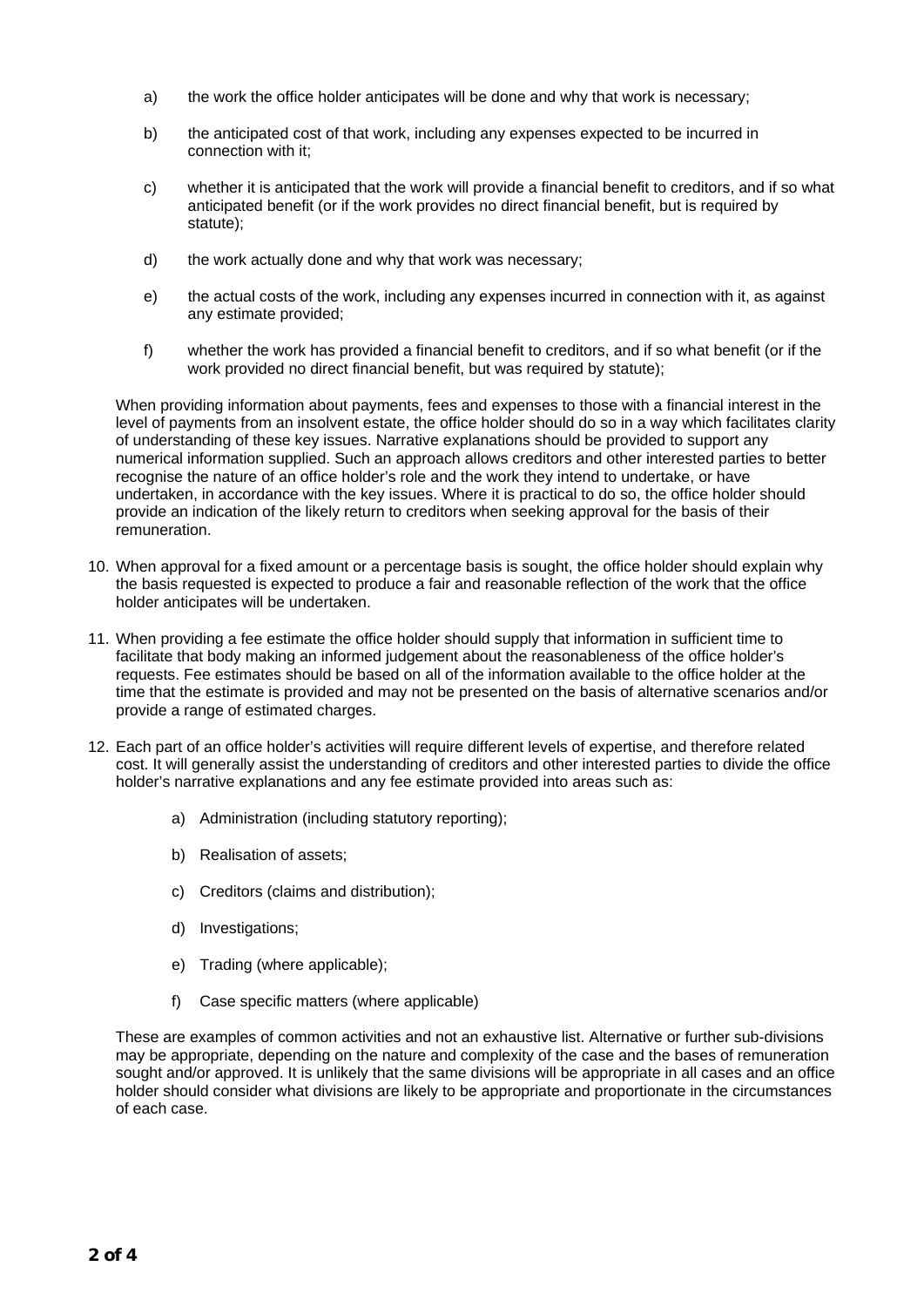a) the work the office holder anticipates will be done and why that work is necessary;

b) the anticipated cost of that work, including any expenses expected to be incurred in connection with it;

c) whether it is anticipated that the work will provide a financial benefit to creditors, and if so what anticipated benefit (or if the work provides no direct financial benefit, but is required by statute);

d) the work actually done and why that work was necessary;

e) the actual costs of the work, including any expenses incurred in connection with it, as against any estimate provided;

f) whether the work has provided a financial benefit to creditors, and if so what benefit (or if the work provided no direct financial benefit, but was required by statute);

When providing information about payments, fees and expenses to those with a financial interest in the level of payments from an insolvent estate, the office holder should do so in a way which facilitates clarity of understanding of these key issues. Narrative explanations should be provided to support any numerical information supplied. Such an approach allows creditors and other interested parties to better recognise the nature of an office holder's role and the work they intend to undertake, or have undertaken, in accordance with the key issues. Where it is practical to do so, the office holder should provide an indication of the likely return to creditors when seeking approval for the basis of their remuneration.

10. When approval for a fixed amount or a percentage basis is sought, the office holder should explain why the basis requested is expected to produce a fair and reasonable reflection of the work that the office holder anticipates will be undertaken.

11. When providing a fee estimate the office holder should supply that information in sufficient time to facilitate that body making an informed judgement about the reasonableness of the office holder's requests. Fee estimates should be based on all of the information available to the office holder at the time that the estimate is provided and may not be presented on the basis of alternative scenarios and/or provide a range of estimated charges.

12. Each part of an office holder's activities will require different levels of expertise, and therefore related cost. It will generally assist the understanding of creditors and other interested parties to divide the office holder's narrative explanations and any fee estimate provided into areas such as:

    a) Administration (including statutory reporting);

    b) Realisation of assets;

    c) Creditors (claims and distribution);

    d) Investigations;

    e) Trading (where applicable);

    f) Case specific matters (where applicable)

    These are examples of common activities and not an exhaustive list. Alternative or further sub-divisions may be appropriate, depending on the nature and complexity of the case and the bases of remuneration sought and/or approved. It is unlikely that the same divisions will be appropriate in all cases and an office holder should consider what divisions are likely to be appropriate and proportionate in the circumstances of each case.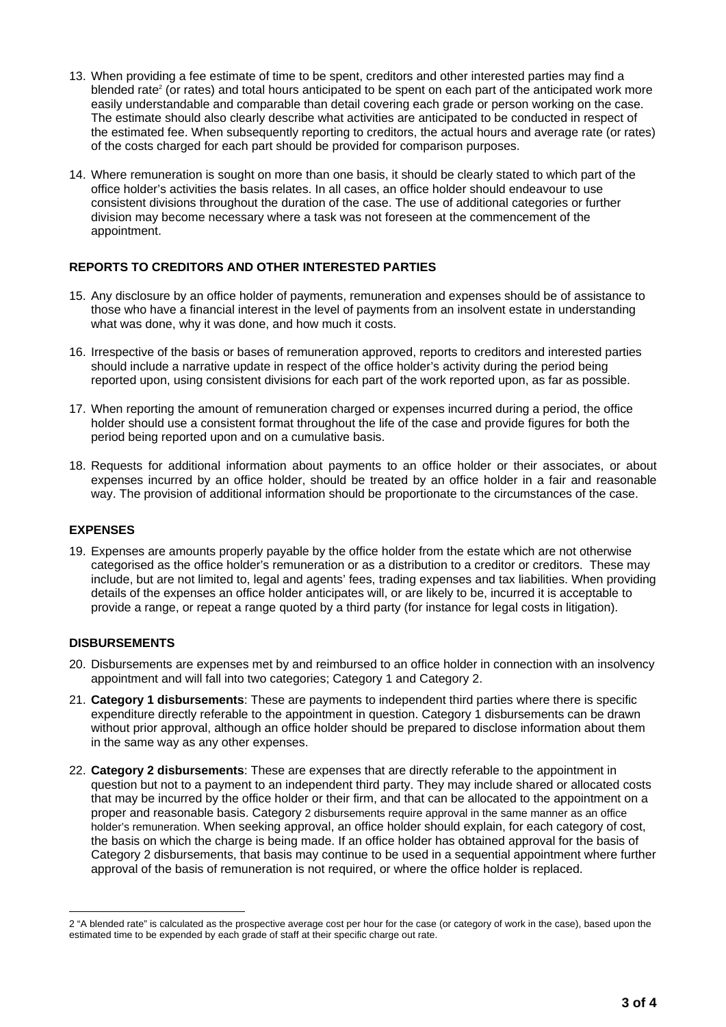13. When providing a fee estimate of time to be spent, creditors and other interested parties may find a blended rate[2] (or rates) and total hours anticipated to be spent on each part of the anticipated work more easily understandable and comparable than detail covering each grade or person working on the case. The estimate should also clearly describe what activities are anticipated to be conducted in respect of the estimated fee. When subsequently reporting to creditors, the actual hours and average rate (or rates) of the costs charged for each part should be provided for comparison purposes.

14. Where remuneration is sought on more than one basis, it should be clearly stated to which part of the office holder's activities the basis relates. In all cases, an office holder should endeavour to use consistent divisions throughout the duration of the case. The use of additional categories or further division may become necessary where a task was not foreseen at the commencement of the appointment.

## REPORTS TO CREDITORS AND OTHER INTERESTED PARTIES

15. Any disclosure by an office holder of payments, remuneration and expenses should be of assistance to those who have a financial interest in the level of payments from an insolvent estate in understanding what was done, why it was done, and how much it costs.

16. Irrespective of the basis or bases of remuneration approved, reports to creditors and interested parties should include a narrative update in respect of the office holder's activity during the period being reported upon, using consistent divisions for each part of the work reported upon, as far as possible.

17. When reporting the amount of remuneration charged or expenses incurred during a period, the office holder should use a consistent format throughout the life of the case and provide figures for both the period being reported upon and on a cumulative basis.

18. Requests for additional information about payments to an office holder or their associates, or about expenses incurred by an office holder, should be treated by an office holder in a fair and reasonable way. The provision of additional information should be proportionate to the circumstances of the case.

## EXPENSES

19. Expenses are amounts properly payable by the office holder from the estate which are not otherwise categorised as the office holder's remuneration or as a distribution to a creditor or creditors. These may include, but are not limited to, legal and agents' fees, trading expenses and tax liabilities. When providing details of the expenses an office holder anticipates will, or are likely to, be incurred it is acceptable to provide a range, or repeat a range quoted by a third party (for instance for legal costs in litigation).

## DISBURSEMENTS

20. Disbursements are expenses met by and reimbursed to an office holder in connection with an insolvency appointment and will fall into two categories; Category 1 and Category 2.

21. **Category 1 disbursements**: These are payments to independent third parties where there is specific expenditure directly referable to the appointment in question. Category 1 disbursements can be drawn without prior approval, although an office holder should be prepared to disclose information about them in the same way as any other expenses.

22. **Category 2 disbursements**: These are expenses that are directly referable to the appointment in question but not to a payment to an independent third party. They may include shared or allocated costs that may be incurred by the office holder or their firm, and that can be allocated to the appointment on a proper and reasonable basis. Category 2 disbursements require approval in the same manner as an office holder's remuneration. When seeking approval, an office holder should explain, for each category of cost, the basis on which the charge is being made. If an office holder has obtained approval for the basis of Category 2 disbursements, that basis may continue to be used in a sequential appointment where further approval of the basis of remuneration is not required, or where the office holder is replaced.

---

[2] "A blended rate" is calculated as the prospective average cost per hour for the case (or category of work in the case), based upon the estimated time to be expended by each grade of staff at their specific charge out rate.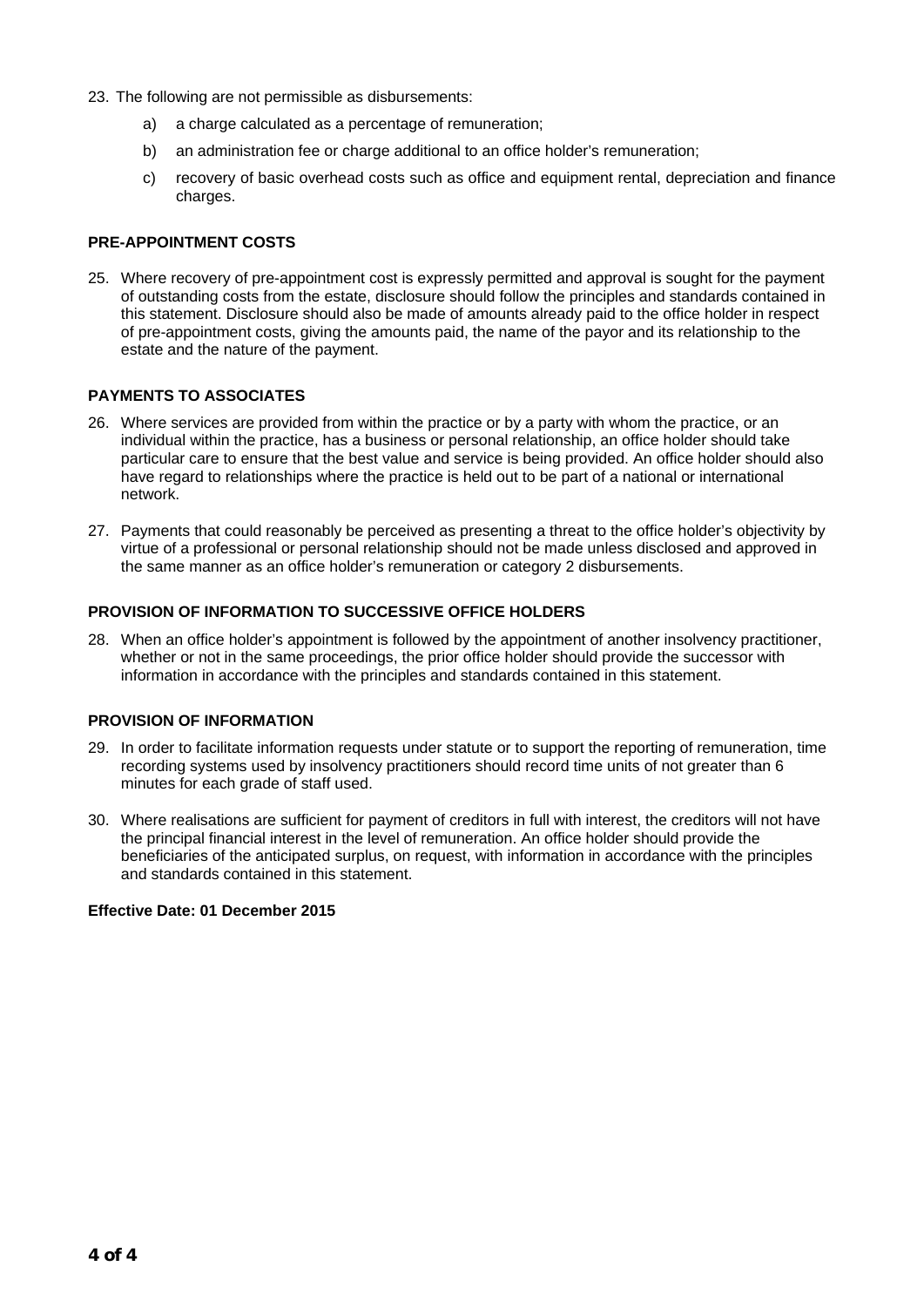23. The following are not permissible as disbursements:

    a) a charge calculated as a percentage of remuneration;

    b) an administration fee or charge additional to an office holder's remuneration;

    c) recovery of basic overhead costs such as office and equipment rental, depreciation and finance charges.

**PRE-APPOINTMENT COSTS**

25. Where recovery of pre-appointment cost is expressly permitted and approval is sought for the payment of outstanding costs from the estate, disclosure should follow the principles and standards contained in this statement. Disclosure should also be made of amounts already paid to the office holder in respect of pre-appointment costs, giving the amounts paid, the name of the payor and its relationship to the estate and the nature of the payment.

**PAYMENTS TO ASSOCIATES**

26. Where services are provided from within the practice or by a party with whom the practice, or an individual within the practice, has a business or personal relationship, an office holder should take particular care to ensure that the best value and service is being provided. An office holder should also have regard to relationships where the practice is held out to be part of a national or international network.

27. Payments that could reasonably be perceived as presenting a threat to the office holder's objectivity by virtue of a professional or personal relationship should not be made unless disclosed and approved in the same manner as an office holder's remuneration or category 2 disbursements.

**PROVISION OF INFORMATION TO SUCCESSIVE OFFICE HOLDERS**

28. When an office holder's appointment is followed by the appointment of another insolvency practitioner, whether or not in the same proceedings, the prior office holder should provide the successor with information in accordance with the principles and standards contained in this statement.

**PROVISION OF INFORMATION**

29. In order to facilitate information requests under statute or to support the reporting of remuneration, time recording systems used by insolvency practitioners should record time units of not greater than 6 minutes for each grade of staff used.

30. Where realisations are sufficient for payment of creditors in full with interest, the creditors will not have the principal financial interest in the level of remuneration. An office holder should provide the beneficiaries of the anticipated surplus, on request, with information in accordance with the principles and standards contained in this statement.

**Effective Date: 01 December 2015**